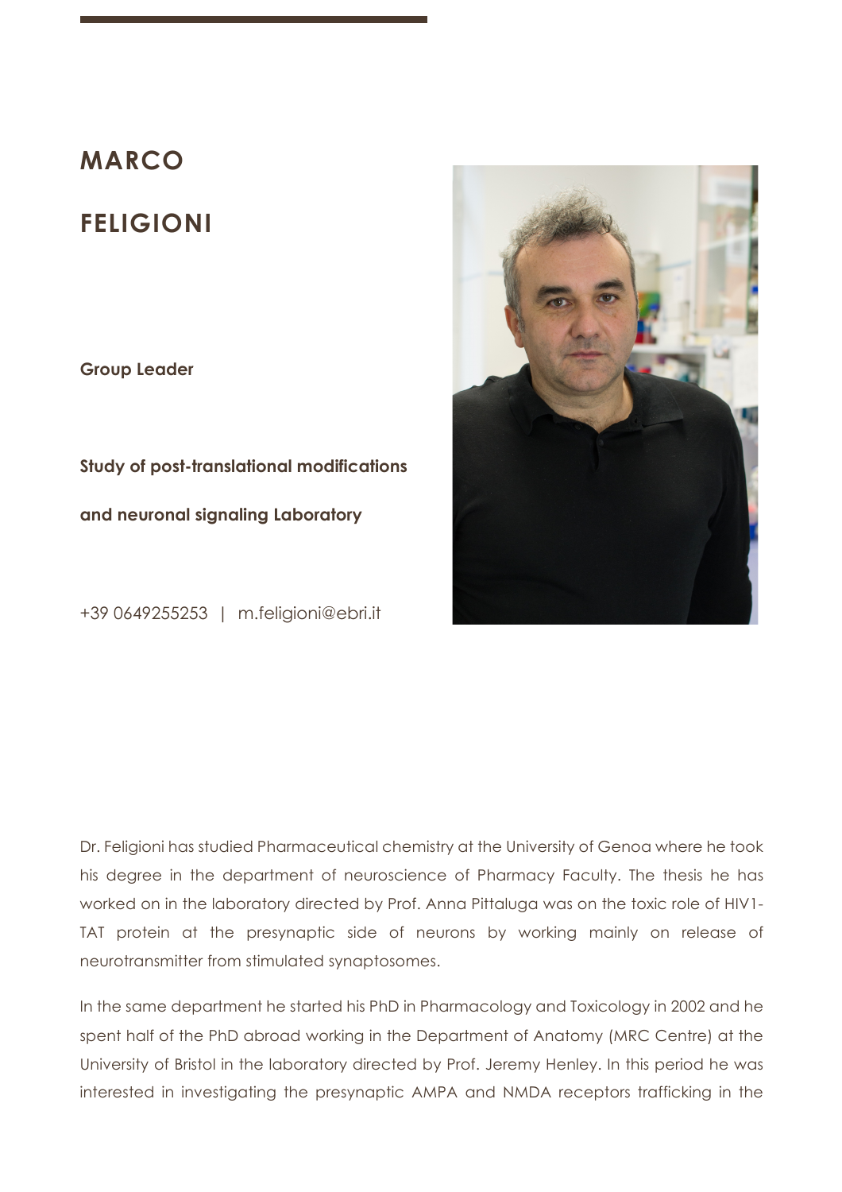# MARCO FELIGIONI

**Group Leader**

**Study of post-translational modifications and neuronal signaling Laboratory**

+39 0649255253 | m.feligioni@ebri.it

Dr. Feligioni has studied Pharmaceutical chemistry at the University of Genoa where he took his degree in the department of neuroscience of Pharmacy Faculty. The thesis he has worked on in the laboratory directed by Prof. Anna Pittaluga was on the toxic role of HIV1-TAT protein at the presynaptic side of neurons by working mainly on release of neurotransmitter from stimulated synaptosomes.

In the same department he started his PhD in Pharmacology and Toxicology in 2002 and he spent half of the PhD abroad working in the Department of Anatomy (MRC Centre) at the University of Bristol in the laboratory directed by Prof. Jeremy Henley. In this period he was interested in investigating the presynaptic AMPA and NMDA receptors trafficking in the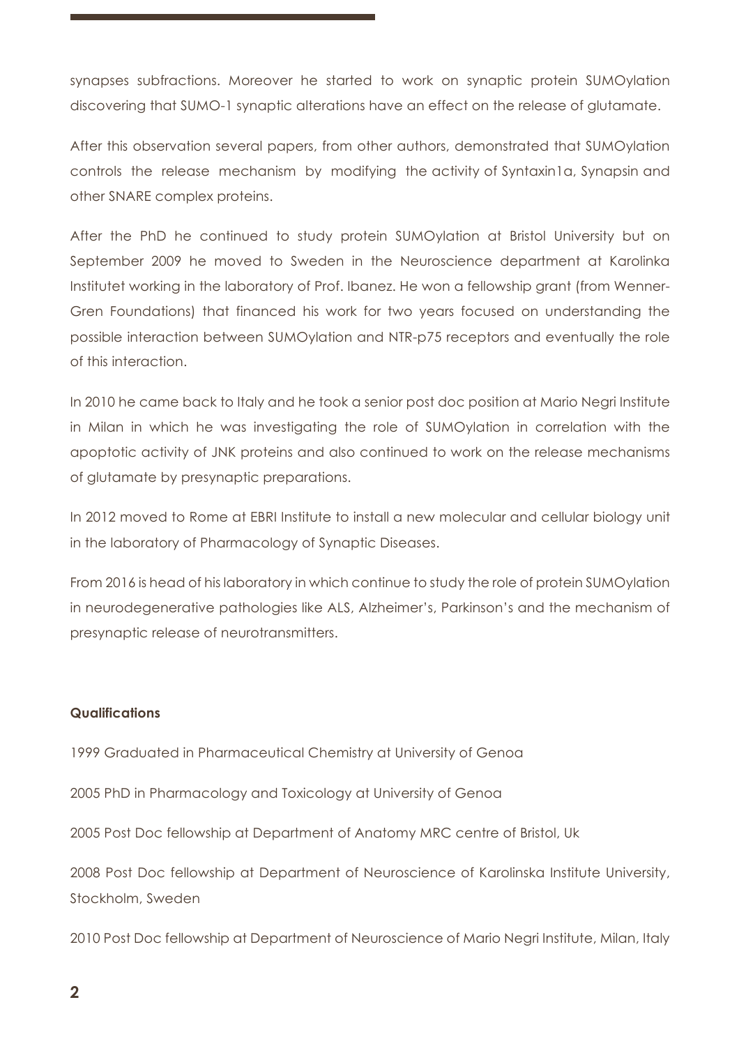synapses subfractions. Moreover he started to work on synaptic protein SUMOylation discovering that SUMO-1 synaptic alterations have an effect on the release of glutamate.

After this observation several papers, from other authors, demonstrated that SUMOylation controls the release mechanism by modifying the activity of Syntaxin1a, Synapsin and other SNARE complex proteins.

After the PhD he continued to study protein SUMOylation at Bristol University but on September 2009 he moved to Sweden in the Neuroscience department at Karolinka Institutet working in the laboratory of Prof. Ibanez. He won a fellowship grant (from Wenner-Gren Foundations) that financed his work for two years focused on understanding the possible interaction between SUMOylation and NTR-p75 receptors and eventually the role of this interaction.

In 2010 he came back to Italy and he took a senior post doc position at Mario Negri Institute in Milan in which he was investigating the role of SUMOylation in correlation with the apoptotic activity of JNK proteins and also continued to work on the release mechanisms of glutamate by presynaptic preparations.

In 2012 moved to Rome at EBRI Institute to install a new molecular and cellular biology unit in the laboratory of Pharmacology of Synaptic Diseases.

From 2016 is head of his laboratory in which continue to study the role of protein SUMOylation in neurodegenerative pathologies like ALS, Alzheimer's, Parkinson's and the mechanism of presynaptic release of neurotransmitters.

**Qualifications**

1999 Graduated in Pharmaceutical Chemistry at University of Genoa

2005 PhD in Pharmacology and Toxicology at University of Genoa

2005 Post Doc fellowship at Department of Anatomy MRC centre of Bristol, Uk

2008 Post Doc fellowship at Department of Neuroscience of Karolinska Institute University, Stockholm, Sweden

2010 Post Doc fellowship at Department of Neuroscience of Mario Negri Institute, Milan, Italy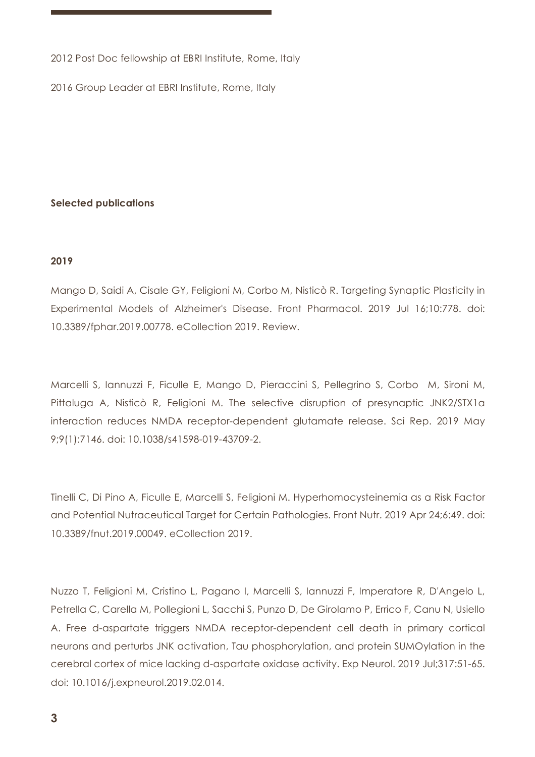2012 Post Doc fellowship at EBRI Institute, Rome, Italy

2016 Group Leader at EBRI Institute, Rome, Italy

**Selected publications**

**2019**

Mango D, Saidi A, Cisale GY, Feligioni M, Corbo M, Nisticò R. Targeting Synaptic Plasticity in Experimental Models of Alzheimer's Disease. Front Pharmacol. 2019 Jul 16;10:778. doi: 10.3389/fphar.2019.00778. eCollection 2019. Review.

Marcelli S, Iannuzzi F, Ficulle E, Mango D, Pieraccini S, Pellegrino S, Corbo M, Sironi M, Pittaluga A, Nisticò R, Feligioni M. The selective disruption of presynaptic JNK2/STX1a interaction reduces NMDA receptor-dependent glutamate release. Sci Rep. 2019 May 9;9(1):7146. doi: 10.1038/s41598-019-43709-2.

Tinelli C, Di Pino A, Ficulle E, Marcelli S, Feligioni M. Hyperhomocysteinemia as a Risk Factor and Potential Nutraceutical Target for Certain Pathologies. Front Nutr. 2019 Apr 24;6:49. doi: 10.3389/fnut.2019.00049. eCollection 2019.

Nuzzo T, Feligioni M, Cristino L, Pagano I, Marcelli S, Iannuzzi F, Imperatore R, D'Angelo L, Petrella C, Carella M, Pollegioni L, Sacchi S, Punzo D, De Girolamo P, Errico F, Canu N, Usiello A. Free d-aspartate triggers NMDA receptor-dependent cell death in primary cortical neurons and perturbs JNK activation, Tau phosphorylation, and protein SUMOylation in the cerebral cortex of mice lacking d-aspartate oxidase activity. Exp Neurol. 2019 Jul;317:51-65. doi: 10.1016/j.expneurol.2019.02.014.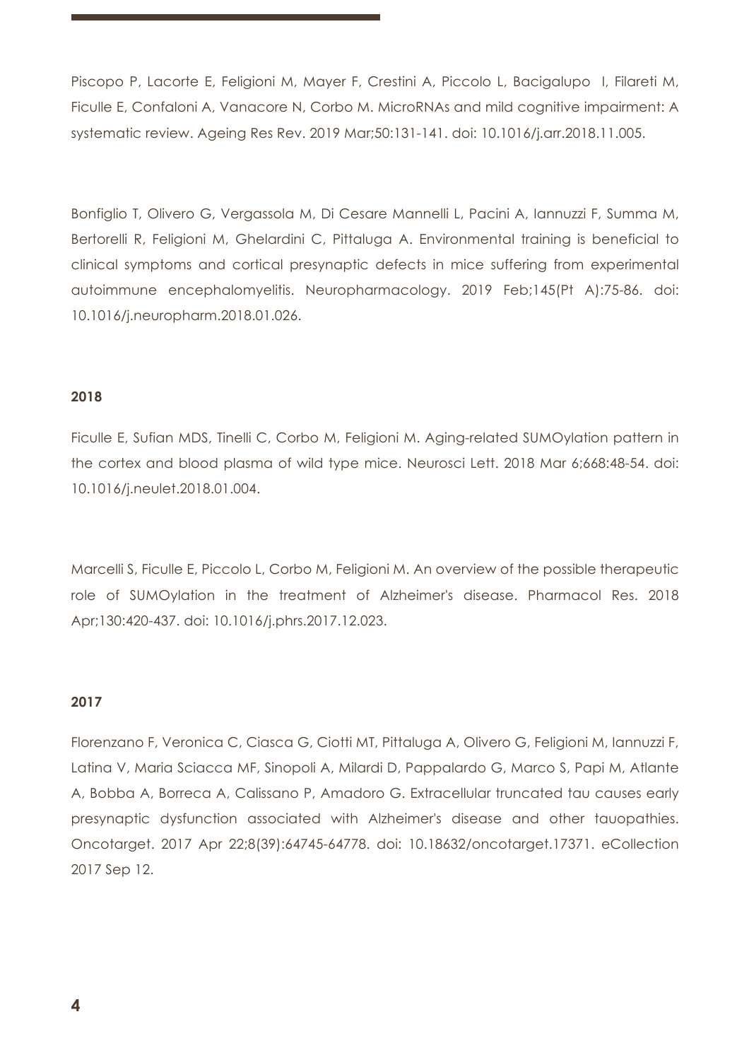Piscopo P, Lacorte E, Feligioni M, Mayer F, Crestini A, Piccolo L, Bacigalupo I, Filareti M, Ficulle E, Confaloni A, Vanacore N, Corbo M. MicroRNAs and mild cognitive impairment: A systematic review. Ageing Res Rev. 2019 Mar;50:131-141. doi: 10.1016/j.arr.2018.11.005.

Bonfiglio T, Olivero G, Vergassola M, Di Cesare Mannelli L, Pacini A, Iannuzzi F, Summa M, Bertorelli R, Feligioni M, Ghelardini C, Pittaluga A. Environmental training is beneficial to clinical symptoms and cortical presynaptic defects in mice suffering from experimental autoimmune encephalomyelitis. Neuropharmacology. 2019 Feb;145(Pt A):75-86. doi: 10.1016/j.neuropharm.2018.01.026.

**2018**

Ficulle E, Sufian MDS, Tinelli C, Corbo M, Feligioni M. Aging-related SUMOylation pattern in the cortex and blood plasma of wild type mice. Neurosci Lett. 2018 Mar 6;668:48-54. doi: 10.1016/j.neulet.2018.01.004.

Marcelli S, Ficulle E, Piccolo L, Corbo M, Feligioni M. An overview of the possible therapeutic role of SUMOylation in the treatment of Alzheimer's disease. Pharmacol Res. 2018 Apr;130:420-437. doi: 10.1016/j.phrs.2017.12.023.

**2017**

Florenzano F, Veronica C, Ciasca G, Ciotti MT, Pittaluga A, Olivero G, Feligioni M, Iannuzzi F, Latina V, Maria Sciacca MF, Sinopoli A, Milardi D, Pappalardo G, Marco S, Papi M, Atlante A, Bobba A, Borreca A, Calissano P, Amadoro G. Extracellular truncated tau causes early presynaptic dysfunction associated with Alzheimer's disease and other tauopathies. Oncotarget. 2017 Apr 22;8(39):64745-64778. doi: 10.18632/oncotarget.17371. eCollection 2017 Sep 12.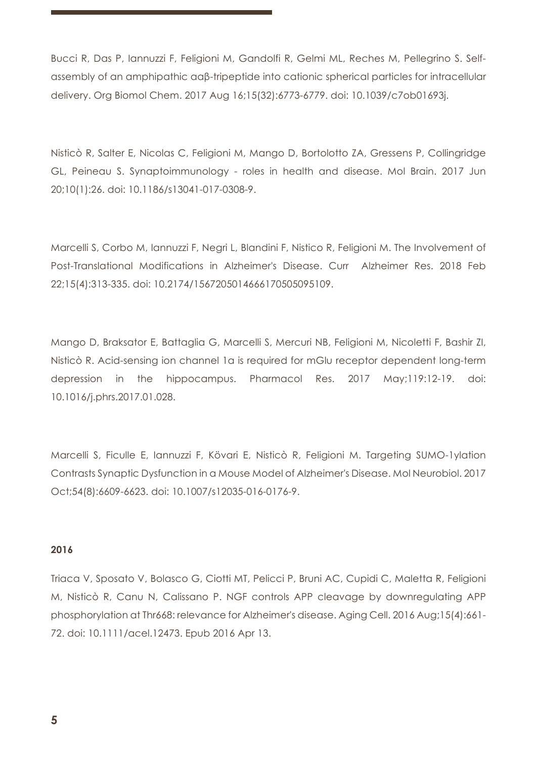Bucci R, Das P, Iannuzzi F, Feligioni M, Gandolfi R, Gelmi ML, Reches M, Pellegrino S. Self-assembly of an amphipathic ααβ-tripeptide into cationic spherical particles for intracellular delivery. Org Biomol Chem. 2017 Aug 16;15(32):6773-6779. doi: 10.1039/c7ob01693j.

Nisticò R, Salter E, Nicolas C, Feligioni M, Mango D, Bortolotto ZA, Gressens P, Collingridge GL, Peineau S. Synaptoimmunology - roles in health and disease. Mol Brain. 2017 Jun 20;10(1):26. doi: 10.1186/s13041-017-0308-9.

Marcelli S, Corbo M, Iannuzzi F, Negri L, Blandini F, Nistico R, Feligioni M. The Involvement of Post-Translational Modifications in Alzheimer's Disease. Curr Alzheimer Res. 2018 Feb 22;15(4):313-335. doi: 10.2174/1567205014666170505095109.

Mango D, Braksator E, Battaglia G, Marcelli S, Mercuri NB, Feligioni M, Nicoletti F, Bashir ZI, Nisticò R. Acid-sensing ion channel 1a is required for mGlu receptor dependent long-term depression in the hippocampus. Pharmacol Res. 2017 May;119:12-19. doi: 10.1016/j.phrs.2017.01.028.

Marcelli S, Ficulle E, Iannuzzi F, Kövari E, Nisticò R, Feligioni M. Targeting SUMO-1ylation Contrasts Synaptic Dysfunction in a Mouse Model of Alzheimer's Disease. Mol Neurobiol. 2017 Oct;54(8):6609-6623. doi: 10.1007/s12035-016-0176-9.

**2016**

Triaca V, Sposato V, Bolasco G, Ciotti MT, Pelicci P, Bruni AC, Cupidi C, Maletta R, Feligioni M, Nisticò R, Canu N, Calissano P. NGF controls APP cleavage by downregulating APP phosphorylation at Thr668: relevance for Alzheimer's disease. Aging Cell. 2016 Aug;15(4):661-72. doi: 10.1111/acel.12473. Epub 2016 Apr 13.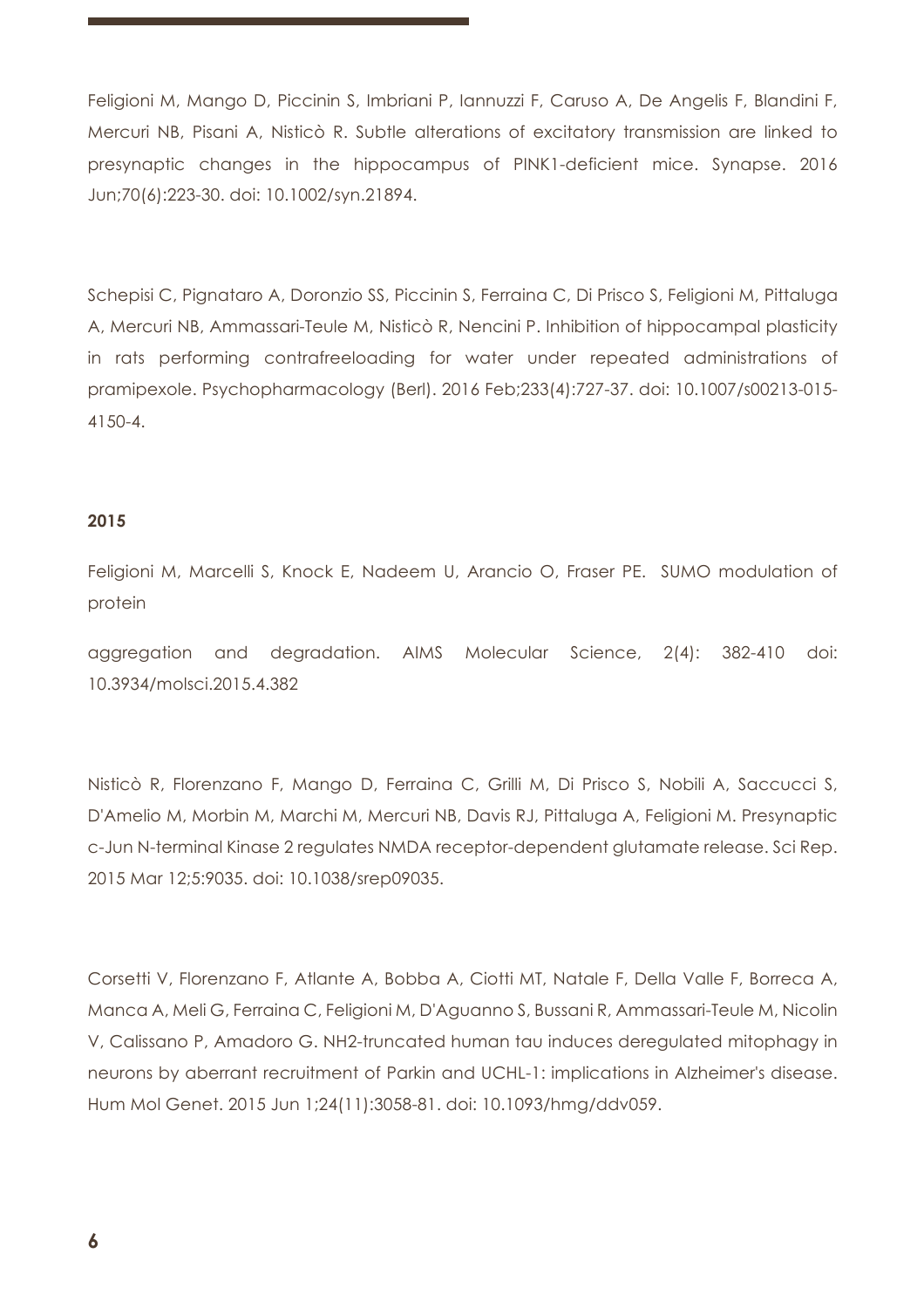Feligioni M, Mango D, Piccinin S, Imbriani P, Iannuzzi F, Caruso A, De Angelis F, Blandini F, Mercuri NB, Pisani A, Nisticò R. Subtle alterations of excitatory transmission are linked to presynaptic changes in the hippocampus of PINK1-deficient mice. Synapse. 2016 Jun;70(6):223-30. doi: 10.1002/syn.21894.

Schepisi C, Pignataro A, Doronzio SS, Piccinin S, Ferraina C, Di Prisco S, Feligioni M, Pittaluga A, Mercuri NB, Ammassari-Teule M, Nisticò R, Nencini P. Inhibition of hippocampal plasticity in rats performing contrafreeloading for water under repeated administrations of pramipexole. Psychopharmacology (Berl). 2016 Feb;233(4):727-37. doi: 10.1007/s00213-015-4150-4.

**2015**

Feligioni M, Marcelli S, Knock E, Nadeem U, Arancio O, Fraser PE. SUMO modulation of protein

aggregation and degradation. AIMS Molecular Science, 2(4): 382-410 doi: 10.3934/molsci.2015.4.382

Nisticò R, Florenzano F, Mango D, Ferraina C, Grilli M, Di Prisco S, Nobili A, Saccucci S, D'Amelio M, Morbin M, Marchi M, Mercuri NB, Davis RJ, Pittaluga A, Feligioni M. Presynaptic c-Jun N-terminal Kinase 2 regulates NMDA receptor-dependent glutamate release. Sci Rep. 2015 Mar 12;5:9035. doi: 10.1038/srep09035.

Corsetti V, Florenzano F, Atlante A, Bobba A, Ciotti MT, Natale F, Della Valle F, Borreca A, Manca A, Meli G, Ferraina C, Feligioni M, D'Aguanno S, Bussani R, Ammassari-Teule M, Nicolin V, Calissano P, Amadoro G. NH2-truncated human tau induces deregulated mitophagy in neurons by aberrant recruitment of Parkin and UCHL-1: implications in Alzheimer's disease. Hum Mol Genet. 2015 Jun 1;24(11):3058-81. doi: 10.1093/hmg/ddv059.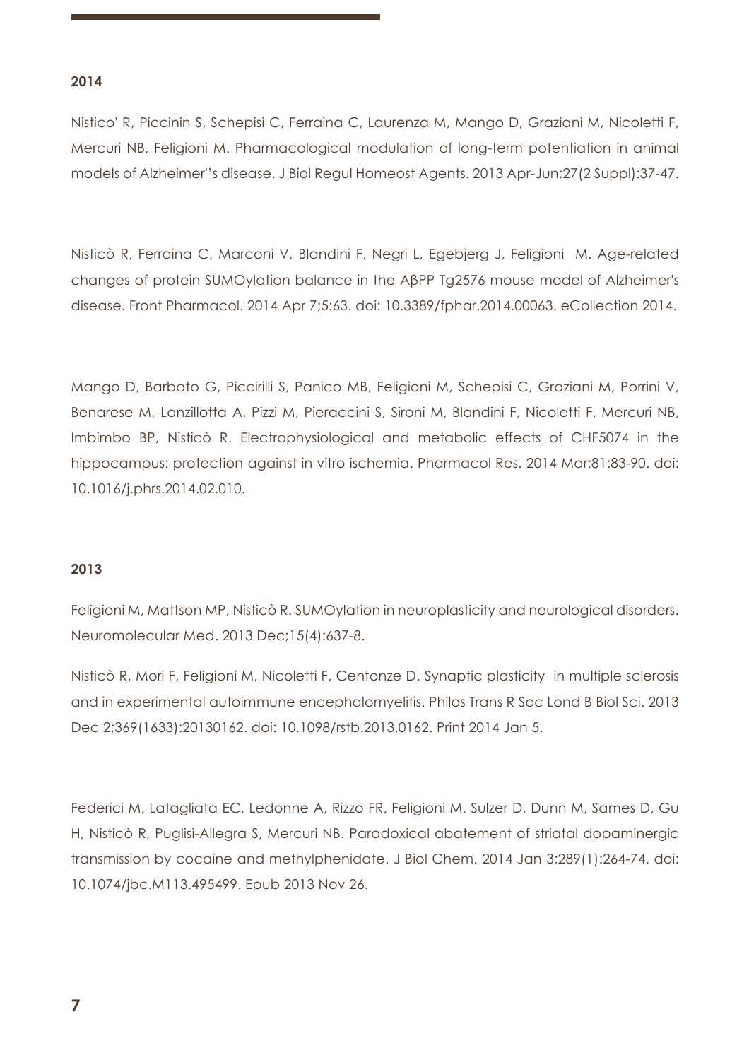**2014**

Nistico' R, Piccinin S, Schepisi C, Ferraina C, Laurenza M, Mango D, Graziani M, Nicoletti F, Mercuri NB, Feligioni M. Pharmacological modulation of long-term potentiation in animal models of Alzheimer''s disease. J Biol Regul Homeost Agents. 2013 Apr-Jun;27(2 Suppl):37-47.

Nisticò R, Ferraina C, Marconi V, Blandini F, Negri L, Egebjerg J, Feligioni M. Age-related changes of protein SUMOylation balance in the AβPP Tg2576 mouse model of Alzheimer's disease. Front Pharmacol. 2014 Apr 7;5:63. doi: 10.3389/fphar.2014.00063. eCollection 2014.

Mango D, Barbato G, Piccirilli S, Panico MB, Feligioni M, Schepisi C, Graziani M, Porrini V, Benarese M, Lanzillotta A, Pizzi M, Pieraccini S, Sironi M, Blandini F, Nicoletti F, Mercuri NB, Imbimbo BP, Nisticò R. Electrophysiological and metabolic effects of CHF5074 in the hippocampus: protection against in vitro ischemia. Pharmacol Res. 2014 Mar;81:83-90. doi: 10.1016/j.phrs.2014.02.010.

**2013**

Feligioni M, Mattson MP, Nisticò R. SUMOylation in neuroplasticity and neurological disorders. Neuromolecular Med. 2013 Dec;15(4):637-8.

Nisticò R, Mori F, Feligioni M, Nicoletti F, Centonze D. Synaptic plasticity in multiple sclerosis and in experimental autoimmune encephalomyelitis. Philos Trans R Soc Lond B Biol Sci. 2013 Dec 2;369(1633):20130162. doi: 10.1098/rstb.2013.0162. Print 2014 Jan 5.

Federici M, Latagliata EC, Ledonne A, Rizzo FR, Feligioni M, Sulzer D, Dunn M, Sames D, Gu H, Nisticò R, Puglisi-Allegra S, Mercuri NB. Paradoxical abatement of striatal dopaminergic transmission by cocaine and methylphenidate. J Biol Chem. 2014 Jan 3;289(1):264-74. doi: 10.1074/jbc.M113.495499. Epub 2013 Nov 26.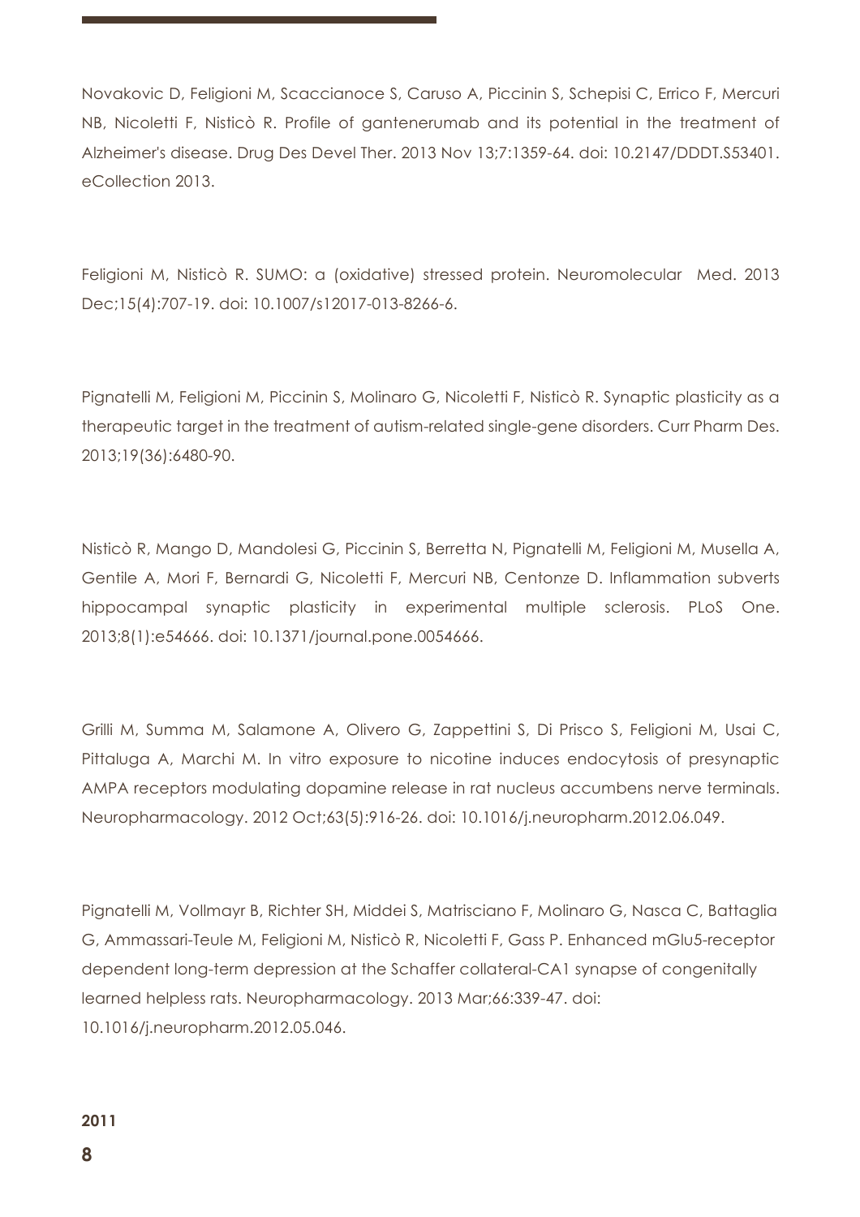Novakovic D, Feligioni M, Scaccianoce S, Caruso A, Piccinin S, Schepisi C, Errico F, Mercuri NB, Nicoletti F, Nisticò R. Profile of gantenerumab and its potential in the treatment of Alzheimer's disease. Drug Des Devel Ther. 2013 Nov 13;7:1359-64. doi: 10.2147/DDDT.S53401. eCollection 2013.

Feligioni M, Nisticò R. SUMO: a (oxidative) stressed protein. Neuromolecular Med. 2013 Dec;15(4):707-19. doi: 10.1007/s12017-013-8266-6.

Pignatelli M, Feligioni M, Piccinin S, Molinaro G, Nicoletti F, Nisticò R. Synaptic plasticity as a therapeutic target in the treatment of autism-related single-gene disorders. Curr Pharm Des. 2013;19(36):6480-90.

Nisticò R, Mango D, Mandolesi G, Piccinin S, Berretta N, Pignatelli M, Feligioni M, Musella A, Gentile A, Mori F, Bernardi G, Nicoletti F, Mercuri NB, Centonze D. Inflammation subverts hippocampal synaptic plasticity in experimental multiple sclerosis. PLoS One. 2013;8(1):e54666. doi: 10.1371/journal.pone.0054666.

Grilli M, Summa M, Salamone A, Olivero G, Zappettini S, Di Prisco S, Feligioni M, Usai C, Pittaluga A, Marchi M. In vitro exposure to nicotine induces endocytosis of presynaptic AMPA receptors modulating dopamine release in rat nucleus accumbens nerve terminals. Neuropharmacology. 2012 Oct;63(5):916-26. doi: 10.1016/j.neuropharm.2012.06.049.

Pignatelli M, Vollmayr B, Richter SH, Middei S, Matrisciano F, Molinaro G, Nasca C, Battaglia G, Ammassari-Teule M, Feligioni M, Nisticò R, Nicoletti F, Gass P. Enhanced mGlu5-receptor dependent long-term depression at the Schaffer collateral-CA1 synapse of congenitally learned helpless rats. Neuropharmacology. 2013 Mar;66:339-47. doi: 10.1016/j.neuropharm.2012.05.046.

**2011**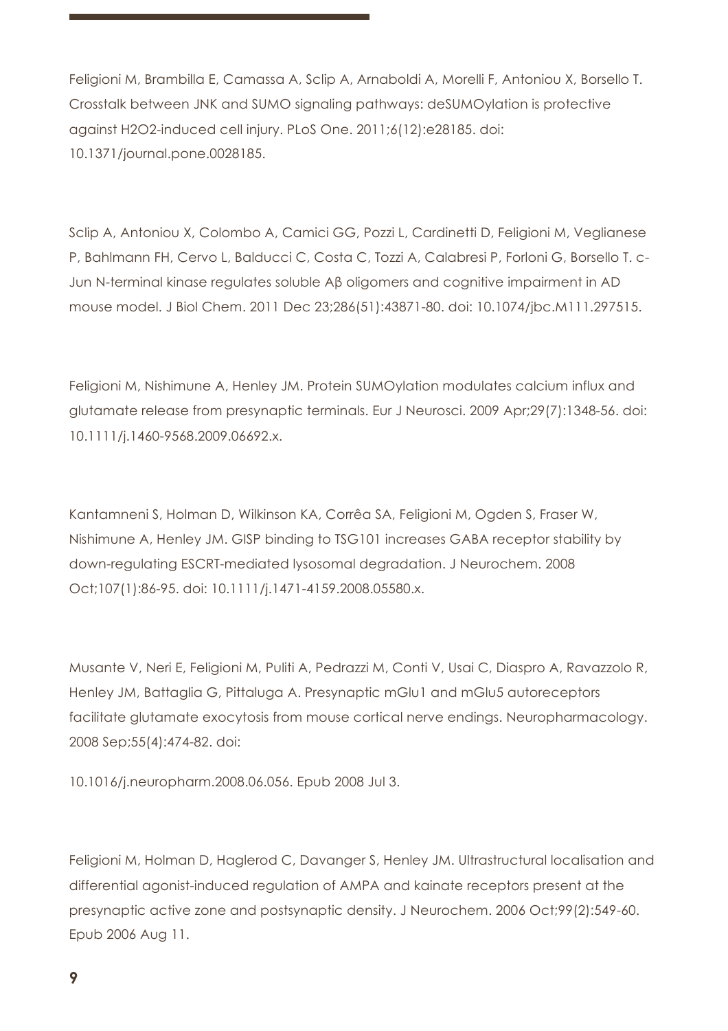Feligioni M, Brambilla E, Camassa A, Sclip A, Arnaboldi A, Morelli F, Antoniou X, Borsello T. Crosstalk between JNK and SUMO signaling pathways: deSUMOylation is protective against H2O2-induced cell injury. PLoS One. 2011;6(12):e28185. doi: 10.1371/journal.pone.0028185.

Sclip A, Antoniou X, Colombo A, Camici GG, Pozzi L, Cardinetti D, Feligioni M, Veglianese P, Bahlmann FH, Cervo L, Balducci C, Costa C, Tozzi A, Calabresi P, Forloni G, Borsello T. c-Jun N-terminal kinase regulates soluble Aβ oligomers and cognitive impairment in AD mouse model. J Biol Chem. 2011 Dec 23;286(51):43871-80. doi: 10.1074/jbc.M111.297515.

Feligioni M, Nishimune A, Henley JM. Protein SUMOylation modulates calcium influx and glutamate release from presynaptic terminals. Eur J Neurosci. 2009 Apr;29(7):1348-56. doi: 10.1111/j.1460-9568.2009.06692.x.

Kantamneni S, Holman D, Wilkinson KA, Corrêa SA, Feligioni M, Ogden S, Fraser W, Nishimune A, Henley JM. GISP binding to TSG101 increases GABA receptor stability by down-regulating ESCRT-mediated lysosomal degradation. J Neurochem. 2008 Oct;107(1):86-95. doi: 10.1111/j.1471-4159.2008.05580.x.

Musante V, Neri E, Feligioni M, Puliti A, Pedrazzi M, Conti V, Usai C, Diaspro A, Ravazzolo R, Henley JM, Battaglia G, Pittaluga A. Presynaptic mGlu1 and mGlu5 autoreceptors facilitate glutamate exocytosis from mouse cortical nerve endings. Neuropharmacology. 2008 Sep;55(4):474-82. doi:

10.1016/j.neuropharm.2008.06.056. Epub 2008 Jul 3.

Feligioni M, Holman D, Haglerod C, Davanger S, Henley JM. Ultrastructural localisation and differential agonist-induced regulation of AMPA and kainate receptors present at the presynaptic active zone and postsynaptic density. J Neurochem. 2006 Oct;99(2):549-60. Epub 2006 Aug 11.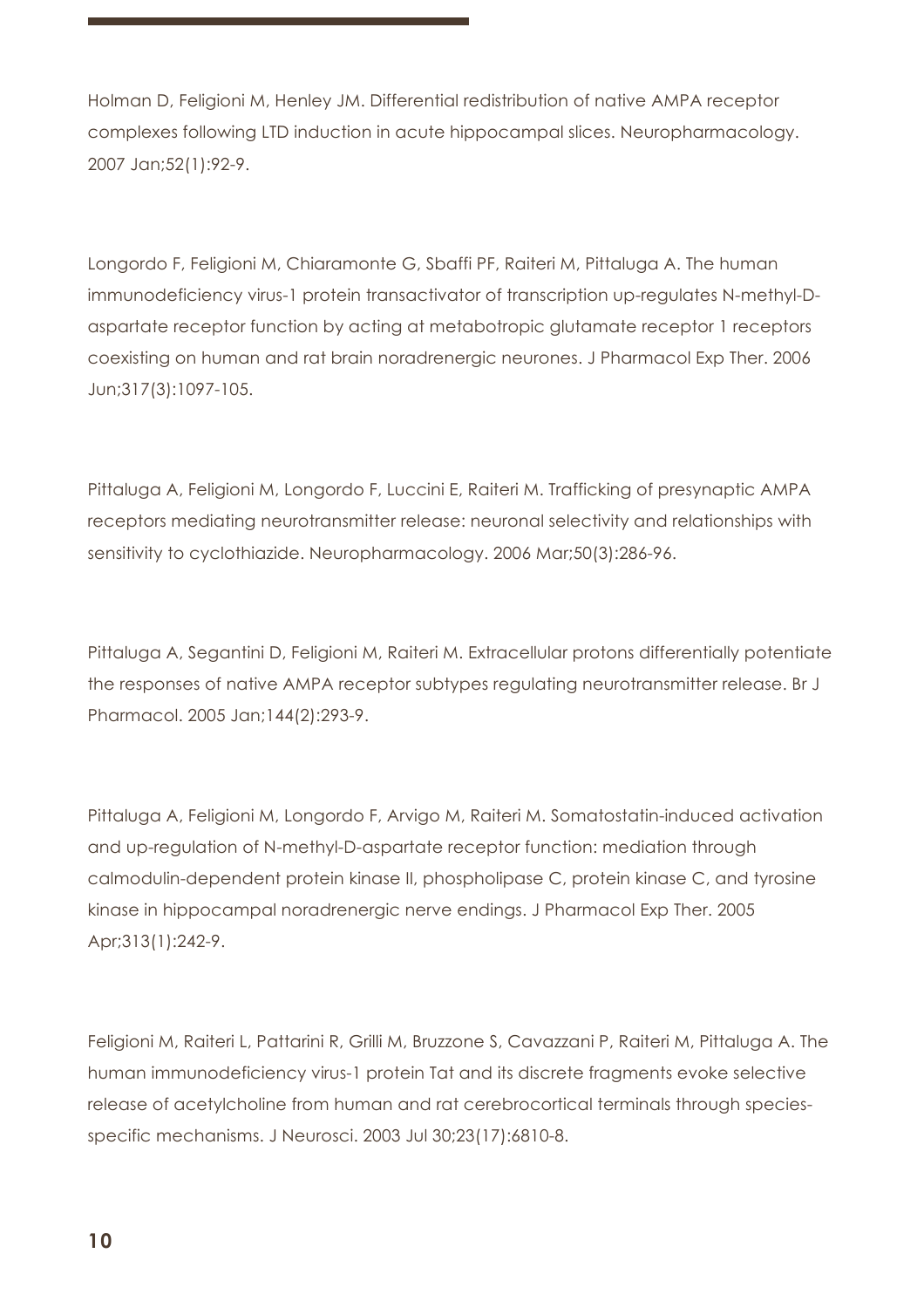Holman D, Feligioni M, Henley JM. Differential redistribution of native AMPA receptor complexes following LTD induction in acute hippocampal slices. Neuropharmacology. 2007 Jan;52(1):92-9.

Longordo F, Feligioni M, Chiaramonte G, Sbaffi PF, Raiteri M, Pittaluga A. The human immunodeficiency virus-1 protein transactivator of transcription up-regulates N-methyl-D-aspartate receptor function by acting at metabotropic glutamate receptor 1 receptors coexisting on human and rat brain noradrenergic neurones. J Pharmacol Exp Ther. 2006 Jun;317(3):1097-105.

Pittaluga A, Feligioni M, Longordo F, Luccini E, Raiteri M. Trafficking of presynaptic AMPA receptors mediating neurotransmitter release: neuronal selectivity and relationships with sensitivity to cyclothiazide. Neuropharmacology. 2006 Mar;50(3):286-96.

Pittaluga A, Segantini D, Feligioni M, Raiteri M. Extracellular protons differentially potentiate the responses of native AMPA receptor subtypes regulating neurotransmitter release. Br J Pharmacol. 2005 Jan;144(2):293-9.

Pittaluga A, Feligioni M, Longordo F, Arvigo M, Raiteri M. Somatostatin-induced activation and up-regulation of N-methyl-D-aspartate receptor function: mediation through calmodulin-dependent protein kinase II, phospholipase C, protein kinase C, and tyrosine kinase in hippocampal noradrenergic nerve endings. J Pharmacol Exp Ther. 2005 Apr;313(1):242-9.

Feligioni M, Raiteri L, Pattarini R, Grilli M, Bruzzone S, Cavazzani P, Raiteri M, Pittaluga A. The human immunodeficiency virus-1 protein Tat and its discrete fragments evoke selective release of acetylcholine from human and rat cerebrocortical terminals through species-specific mechanisms. J Neurosci. 2003 Jul 30;23(17):6810-8.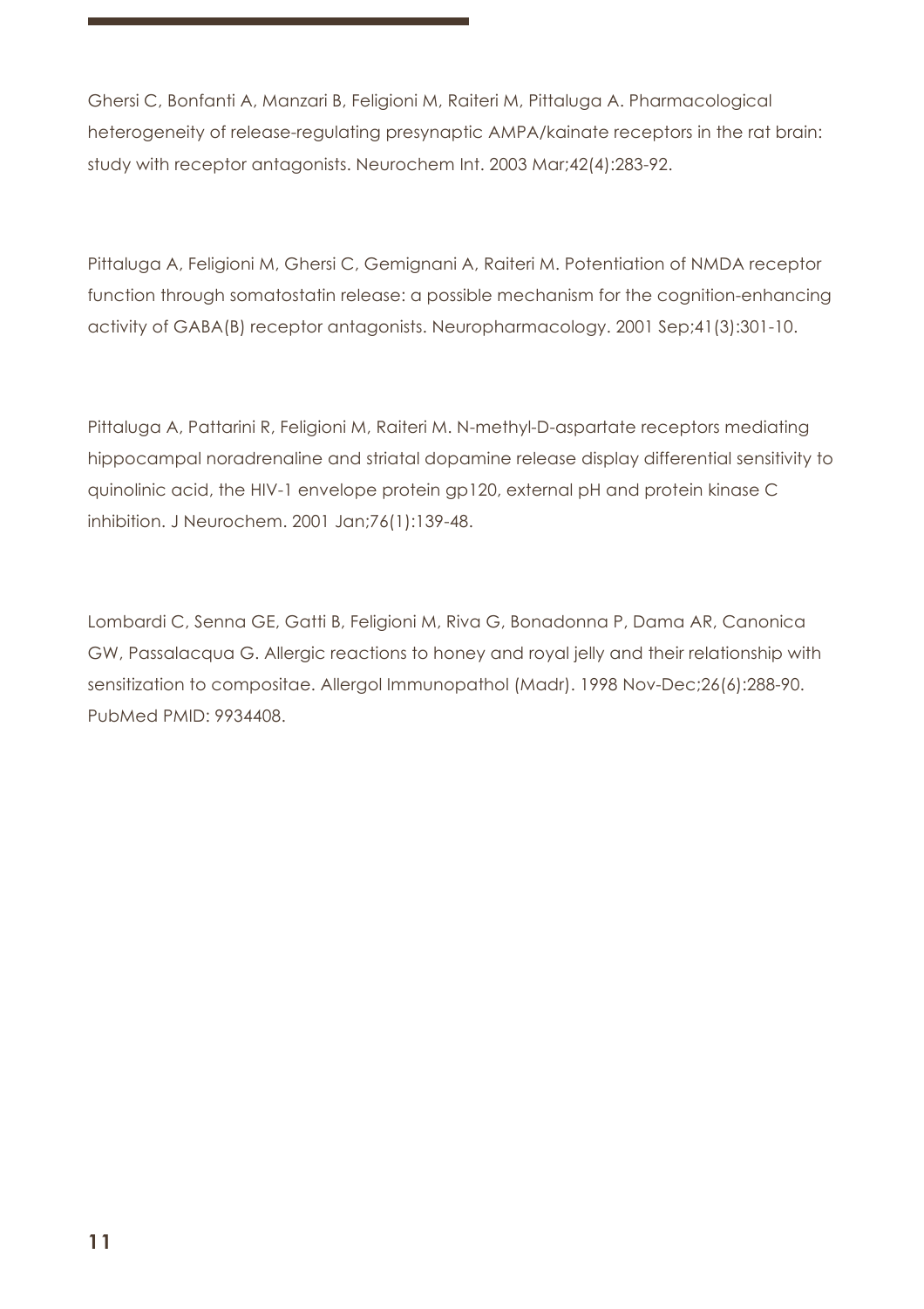Ghersi C, Bonfanti A, Manzari B, Feligioni M, Raiteri M, Pittaluga A. Pharmacological heterogeneity of release-regulating presynaptic AMPA/kainate receptors in the rat brain: study with receptor antagonists. Neurochem Int. 2003 Mar;42(4):283-92.

Pittaluga A, Feligioni M, Ghersi C, Gemignani A, Raiteri M. Potentiation of NMDA receptor function through somatostatin release: a possible mechanism for the cognition-enhancing activity of GABA(B) receptor antagonists. Neuropharmacology. 2001 Sep;41(3):301-10.

Pittaluga A, Pattarini R, Feligioni M, Raiteri M. N-methyl-D-aspartate receptors mediating hippocampal noradrenaline and striatal dopamine release display differential sensitivity to quinolinic acid, the HIV-1 envelope protein gp120, external pH and protein kinase C inhibition. J Neurochem. 2001 Jan;76(1):139-48.

Lombardi C, Senna GE, Gatti B, Feligioni M, Riva G, Bonadonna P, Dama AR, Canonica GW, Passalacqua G. Allergic reactions to honey and royal jelly and their relationship with sensitization to compositae. Allergol Immunopathol (Madr). 1998 Nov-Dec;26(6):288-90. PubMed PMID: 9934408.